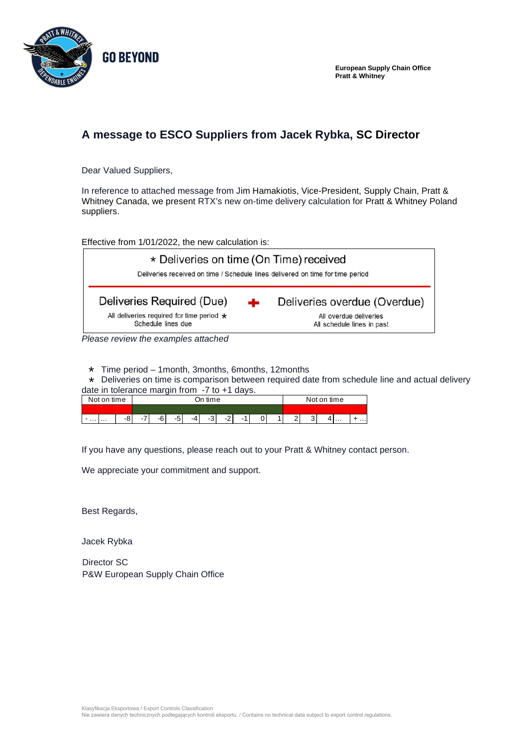**GO BEYOND**

**European Supply Chain Office**
**Pratt & Whitney**

## A message to ESCO Suppliers from Jacek Rybka, SC Director

Dear Valued Suppliers,

In reference to attached message from Jim Hamakiotis, Vice-President, Supply Chain, Pratt & Whitney Canada, we present RTX's new on-time delivery calculation for Pratt & Whitney Poland suppliers.

Effective from 1/01/2022, the new calculation is:

$$\frac{\text{* Deliveries on time (On Time) received}}{\text{Deliveries Required (Due)} + \text{Deliveries overdue (Overdue)}}$$

- Numerator: * Deliveries on time (On Time) received — Deliveries received on time / Schedule lines delivered on time for time period
- Denominator: Deliveries Required (Due) — All deliveries required for time period * / Schedule lines due; **+** Deliveries overdue (Overdue) — All overdue deliveries / All schedule lines in past

*Please review the examples attached*

* Time period – 1month, 3months, 6months, 12months
* Deliveries on time is comparison between required date from schedule line and actual delivery date in tolerance margin from -7 to +1 days.

| Not on time | | | On time | | | | | | | | | Not on time | | | |
|---|---|---|---|---|---|---|---|---|---|---|---|---|---|---|---|
| - … | … | -8 | -7 | -6 | -5 | -4 | -3 | -2 | -1 | 0 | 1 | 2 | 3 | 4 … | + … |

If you have any questions, please reach out to your Pratt & Whitney contact person.

We appreciate your commitment and support.

Best Regards,

Jacek Rybka

Director SC
P&W European Supply Chain Office

Klasyfikacja Eksportowa / Export Controls Classification
Nie zawiera danych technicznych podlegających kontroli eksportu. / Contains no technical data subject to export control regulations.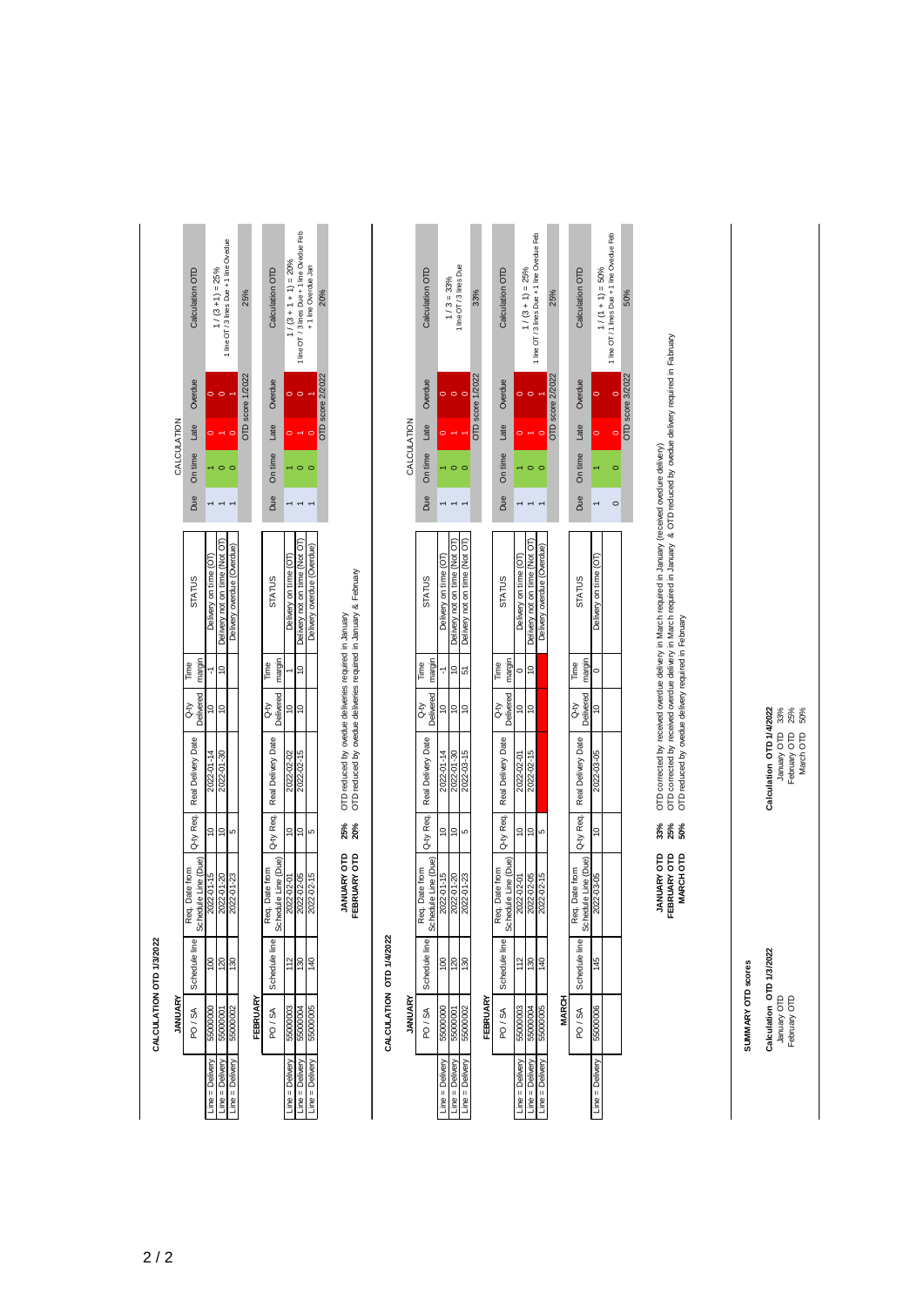## CALCULATION OTD 1/3/2022

### JANUARY

| | PO / SA | Schedule line | Req. Date from Schedule Line (Due) | Q-ty Req. | Real Delivery Date | Q-ty Delivered | Time margin | STATUS |
|---|---|---|---|---|---|---|---|---|
| Line = Delivery | 55000000 | 100 | 2022-01-15 | 10 | 2022-01-14 | 10 | -1 | Delivery on time (OT) |
| Line = Delivery | 55000001 | 120 | 2022-01-20 | 10 | 2022-01-30 | 10 | 10 | Delivery not on time (Not OT) |
| Line = Delivery | 55000002 | 130 | 2022-01-23 | 5 | | | | Delivery overdue (Overdue) |

CALCULATION

| Due | On time | Late | Overdue | Calculation OTD |
|---|---|---|---|---|
| 1 | 1 | 0 | 0 | 1 / (3 +1) = 25% |
| 1 | 0 | 1 | 0 | 1 line OT / 3 lines Due + 1 line Overdue |
| 1 | 0 | 0 | 1 | |
| | | | OTD score 1/2022 | 25% |

### FEBRUARY

| | PO / SA | Schedule line | Req. Date from Schedule Line (Due) | Q-ty Req. | Real Delivery Date | Q-ty Delivered | Time margin | STATUS |
|---|---|---|---|---|---|---|---|---|
| Line = Delivery | 55000003 | 112 | 2022-02-01 | 10 | 2022-02-02 | 10 | 1 | Delivery on time (OT) |
| Line = Delivery | 55000004 | 130 | 2022-02-05 | 10 | 2022-02-15 | 10 | 10 | Delivery not on time (Not OT) |
| Line = Delivery | 55000005 | 140 | 2022-02-15 | 5 | | | | Delivery overdue (Overdue) |

| Due | On time | Late | Overdue | Calculation OTD |
|---|---|---|---|---|
| 1 | 1 | 0 | 0 | 1 / (3 + 1 + 1) = 20% |
| 1 | 0 | 1 | 0 | 1 line OT / 3 lines Due + 1 line Overdue Feb + 1 line Overdue Jan |
| 1 | 0 | 0 | 1 | |
| | | | OTD score 2/2022 | 20% |

**JANUARY OTD** **25%** OTD reduced by ovedue deliveries required in January

**FEBRUARY OTD** **20%** OTD reduced by ovedue deliveries required in January & February

## CALCULATION OTD 1/4/2022

### JANUARY

| | PO / SA | Schedule line | Req. Date from Schedule Line (Due) | Q-ty Req. | Real Delivery Date | Q-ty Delivered | Time margin | STATUS |
|---|---|---|---|---|---|---|---|---|
| Line = Delivery | 55000000 | 100 | 2022-01-15 | 10 | 2022-01-14 | 10 | -1 | Delivery on time (OT) |
| Line = Delivery | 55000001 | 120 | 2022-01-20 | 10 | 2022-01-30 | 10 | 10 | Delivery not on time (Not OT) |
| Line = Delivery | 55000002 | 130 | 2022-01-23 | 5 | 2022-03-15 | 10 | 51 | Delivery not on time (Not OT) |

CALCULATION

| Due | On time | Late | Overdue | Calculation OTD |
|---|---|---|---|---|
| 1 | 1 | 0 | 0 | 1 / 3 = 33% |
| 1 | 0 | 1 | 0 | 1 line OT / 3 lines Due |
| 1 | 0 | 1 | 0 | |
| | | | OTD score 1/2022 | 33% |

### FEBRUARY

| | PO / SA | Schedule line | Req. Date from Schedule Line (Due) | Q-ty Req. | Real Delivery Date | Q-ty Delivered | Time margin | STATUS |
|---|---|---|---|---|---|---|---|---|
| Line = Delivery | 55000003 | 112 | 2022-02-01 | 10 | 2022-02-01 | 10 | 0 | Delivery on time (OT) |
| Line = Delivery | 55000004 | 130 | 2022-02-05 | 10 | 2022-02-15 | 10 | 10 | Delivery not on time (Not OT) |
| Line = Delivery | 55000005 | 140 | 2022-02-15 | 5 | | | | Delivery overdue (Overdue) |

| Due | On time | Late | Overdue | Calculation OTD |
|---|---|---|---|---|
| 1 | 1 | 0 | 0 | 1 / (3 + 1) = 25% |
| 1 | 0 | 1 | 0 | 1 line OT / 3 lines Due + 1 line Overdue Feb |
| 1 | 0 | 0 | 1 | |
| | | | OTD score 2/2022 | 25% |

### MARCH

| | PO / SA | Schedule line | Req. Date from Schedule Line (Due) | Q-ty Req. | Real Delivery Date | Q-ty Delivered | Time margin | STATUS |
|---|---|---|---|---|---|---|---|---|
| Line = Delivery | 55000006 | 145 | 2022-03-05 | 10 | 2022-03-05 | 10 | 0 | Delivery on time (OT) |

| Due | On time | Late | Overdue | Calculation OTD |
|---|---|---|---|---|
| 1 | 1 | 0 | 0 | 1 / (1 + 1) = 50% |
| 0 | 0 | 0 | 0 | 1 line OT / 1 lines Due + 1 line Overdue Feb |
| | | | OTD score 3/2022 | 50% |

**JANUARY OTD** **33%** OTD corrected by received overdue delivery in March required in January (received overdue delivery)

**FEBRUARY OTD** **25%** OTD corrected by received overdue delivery in March required in January & OTD reduced by overdue delivery required in February

**MARCH OTD** **50%** OTD reduced by overdue delivery required in February

## SUMMARY OTD scores

**Calculation OTD 1/3/2022**

January OTD

February OTD

**Calculation OTD 1/4/2022**

| | |
|---|---|
| January OTD | 33% |
| February OTD | 25% |
| March OTD | 50% |